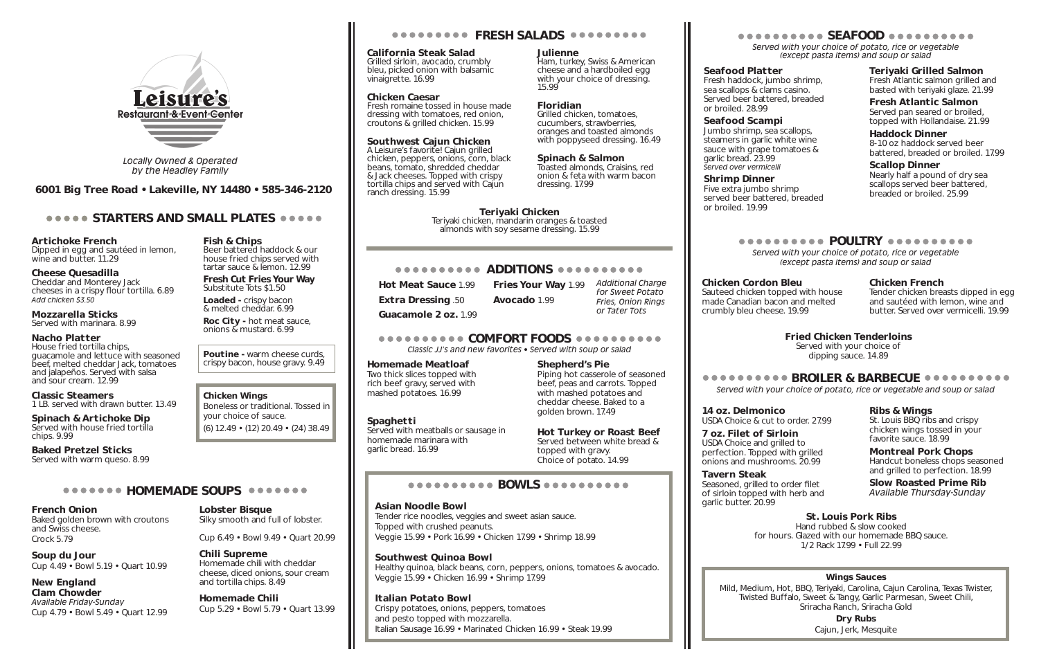# Leisure's
Restaurant & Event Center

*Locally Owned & Operated by the Headley Family*

**6001 Big Tree Road • Lakeville, NY 14480 • 585-346-2120**

## STARTERS AND SMALL PLATES

**Artichoke French**
Dipped in egg and sautéed in lemon, wine and butter. 11.29

**Cheese Quesadilla**
Cheddar and Monterey Jack cheeses in a crispy flour tortilla. 6.89
*Add chicken $3.50*

**Mozzarella Sticks**
Served with marinara. 8.99

**Nacho Platter**
House fried tortilla chips, guacamole and lettuce with seasoned beef, melted cheddar Jack, tomatoes and jalapeños. Served with salsa and sour cream. 12.99

**Classic Steamers**
1 LB. served with drawn butter. 13.49

**Spinach & Artichoke Dip**
Served with house fried tortilla chips. 9.99

**Baked Pretzel Sticks**
Served with warm queso. 8.99

**Fish & Chips**
Beer battered haddock & our house fried chips served with tartar sauce & lemon. 12.99

**Fresh Cut Fries Your Way**
Substitute Tots $1.50

**Loaded -** crispy bacon & melted cheddar. 6.99

**Roc City -** hot meat sauce, onions & mustard. 6.99

**Poutine -** warm cheese curds, crispy bacon, house gravy. 9.49

**Chicken Wings**
Boneless or traditional. Tossed in your choice of sauce.
(6) 12.49 • (12) 20.49 • (24) 38.49

## HOMEMADE SOUPS

**French Onion**
Baked golden brown with croutons and Swiss cheese.
Crock 5.79

**Soup du Jour**
Cup 4.49 • Bowl 5.19 • Quart 10.99

**New England Clam Chowder**
*Available Friday-Sunday*
Cup 4.79 • Bowl 5.49 • Quart 12.99

**Lobster Bisque**
Silky smooth and full of lobster.
Cup 6.49 • Bowl 9.49 • Quart 20.99

**Chili Supreme**
Homemade chili with cheddar cheese, diced onions, sour cream and tortilla chips. 8.49

**Homemade Chili**
Cup 5.29 • Bowl 5.79 • Quart 13.99

## FRESH SALADS

**California Steak Salad**
Grilled sirloin, avocado, crumbly bleu, picked onion with balsamic vinaigrette. 16.99

**Chicken Caesar**
Fresh romaine tossed in house made dressing with tomatoes, red onion, croutons & grilled chicken. 15.99

**Southwest Cajun Chicken**
A Leisure's favorite! Cajun grilled chicken, peppers, onions, corn, black beans, tomato, shredded cheddar & Jack cheeses. Topped with crispy tortilla chips and served with Cajun ranch dressing. 15.99

**Julienne**
Ham, turkey, Swiss & American cheese and a hardboiled egg with your choice of dressing. 15.99

**Floridian**
Grilled chicken, tomatoes, cucumbers, strawberries, oranges and toasted almonds with poppyseed dressing. 16.49

**Spinach & Salmon**
Toasted almonds, Craisins, red onion & feta with warm bacon dressing. 17.99

**Teriyaki Chicken**
Teriyaki chicken, mandarin oranges & toasted almonds with soy sesame dressing. 15.99

## ADDITIONS

**Hot Meat Sauce** 1.99
**Extra Dressing** .50
**Guacamole 2 oz.** 1.99
**Fries Your Way** 1.99
**Avocado** 1.99

*Additional Charge for Sweet Potato Fries, Onion Rings or Tater Tots*

## COMFORT FOODS

*Classic JJ's and new favorites • Served with soup or salad*

**Homemade Meatloaf**
Two thick slices topped with rich beef gravy, served with mashed potatoes. 16.99

**Spaghetti**
Served with meatballs or sausage in homemade marinara with garlic bread. 16.99

**Shepherd's Pie**
Piping hot casserole of seasoned beef, peas and carrots. Topped with mashed potatoes and cheddar cheese. Baked to a golden brown. 17.49

**Hot Turkey or Roast Beef**
Served between white bread & topped with gravy. Choice of potato. 14.99

## BOWLS

**Asian Noodle Bowl**
Tender rice noodles, veggies and sweet asian sauce. Topped with crushed peanuts.
Veggie 15.99 • Pork 16.99 • Chicken 17.99 • Shrimp 18.99

**Southwest Quinoa Bowl**
Healthy quinoa, black beans, corn, peppers, onions, tomatoes & avocado.
Veggie 15.99 • Chicken 16.99 • Shrimp 17.99

**Italian Potato Bowl**
Crispy potatoes, onions, peppers, tomatoes and pesto topped with mozzarella.
Italian Sausage 16.99 • Marinated Chicken 16.99 • Steak 19.99

## SEAFOOD

*Served with your choice of potato, rice or vegetable (except pasta items) and soup or salad*

**Seafood Platter**
Fresh haddock, jumbo shrimp, sea scallops & clams casino. Served beer battered, breaded or broiled. 28.99

**Seafood Scampi**
Jumbo shrimp, sea scallops, steamers in garlic white wine sauce with grape tomatoes & garlic bread. 23.99
*Served over vermicelli*

**Shrimp Dinner**
Five extra jumbo shrimp served beer battered, breaded or broiled. 19.99

**Teriyaki Grilled Salmon**
Fresh Atlantic salmon grilled and basted with teriyaki glaze. 21.99

**Fresh Atlantic Salmon**
Served pan seared or broiled, topped with Hollandaise. 21.99

**Haddock Dinner**
8-10 oz haddock served beer battered, breaded or broiled. 17.99

**Scallop Dinner**
Nearly half a pound of dry sea scallops served beer battered, breaded or broiled. 25.99

## POULTRY

*Served with your choice of potato, rice or vegetable (except pasta items) and soup or salad*

**Chicken Cordon Bleu**
Sauteed chicken topped with house made Canadian bacon and melted crumbly bleu cheese. 19.99

**Chicken French**
Tender chicken breasts dipped in egg and sautéed with lemon, wine and butter. Served over vermicelli. 19.99

**Fried Chicken Tenderloins**
Served with your choice of dipping sauce. 14.89

## BROILER & BARBECUE

*Served with your choice of potato, rice or vegetable and soup or salad*

**14 oz. Delmonico**
USDA Choice & cut to order. 27.99

**7 oz. Filet of Sirloin**
USDA Choice and grilled to perfection. Topped with grilled onions and mushrooms. 20.99

**Tavern Steak**
Seasoned, grilled to order filet of sirloin topped with herb and garlic butter. 20.99

**Ribs & Wings**
St. Louis BBQ ribs and crispy chicken wings tossed in your favorite sauce. 18.99

**Montreal Pork Chops**
Handcut boneless chops seasoned and grilled to perfection. 18.99

**Slow Roasted Prime Rib**
*Available Thursday-Sunday*

**St. Louis Pork Ribs**
Hand rubbed & slow cooked for hours. Glazed with our homemade BBQ sauce.
1/2 Rack 17.99 • Full 22.99

**Wings Sauces**
Mild, Medium, Hot, BBQ, Teriyaki, Carolina, Cajun Carolina, Texas Twister, Twisted Buffalo, Sweet & Tangy, Garlic Parmesan, Sweet Chili, Sriracha Ranch, Sriracha Gold

**Dry Rubs**
Cajun, Jerk, Mesquite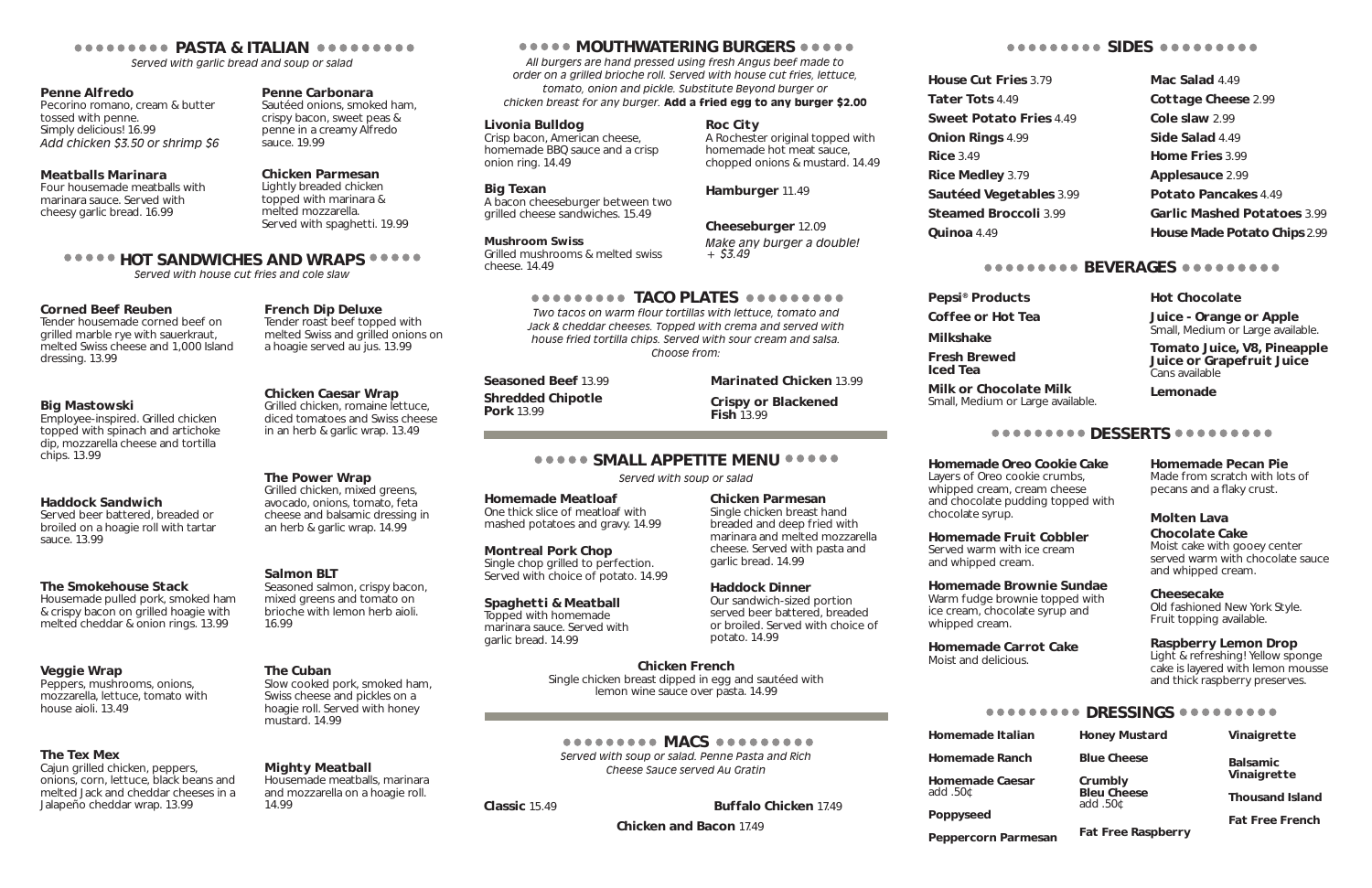## PASTA & ITALIAN

*Served with garlic bread and soup or salad*

**Penne Alfredo**
Pecorino romano, cream & butter tossed with penne. Simply delicious! 16.99
*Add chicken $3.50 or shrimp $6*

**Penne Carbonara**
Sautéed onions, smoked ham, crispy bacon, sweet peas & penne in a creamy Alfredo sauce. 19.99

**Meatballs Marinara**
Four housemade meatballs with marinara sauce. Served with cheesy garlic bread. 16.99

**Chicken Parmesan**
Lightly breaded chicken topped with marinara & melted mozzarella. Served with spaghetti. 19.99

## HOT SANDWICHES AND WRAPS

*Served with house cut fries and cole slaw*

**Corned Beef Reuben**
Tender housemade corned beef on grilled marble rye with sauerkraut, melted Swiss cheese and 1,000 Island dressing. 13.99

**French Dip Deluxe**
Tender roast beef topped with melted Swiss and grilled onions on a hoagie served au jus. 13.99

**Big Mastowski**
Employee-inspired. Grilled chicken topped with spinach and artichoke dip, mozzarella cheese and tortilla chips. 13.99

**Chicken Caesar Wrap**
Grilled chicken, romaine lettuce, diced tomatoes and Swiss cheese in an herb & garlic wrap. 13.49

**Haddock Sandwich**
Served beer battered, breaded or broiled on a hoagie roll with tartar sauce. 13.99

**The Power Wrap**
Grilled chicken, mixed greens, avocado, onions, tomato, feta cheese and balsamic dressing in an herb & garlic wrap. 14.99

**The Smokehouse Stack**
Housemade pulled pork, smoked ham & crispy bacon on grilled hoagie with melted cheddar & onion rings. 13.99

**Salmon BLT**
Seasoned salmon, crispy bacon, mixed greens and tomato on brioche with lemon herb aioli. 16.99

**Veggie Wrap**
Peppers, mushrooms, onions, mozzarella, lettuce, tomato with house aioli. 13.49

**The Cuban**
Slow cooked pork, smoked ham, Swiss cheese and pickles on a hoagie roll. Served with honey mustard. 14.99

**The Tex Mex**
Cajun grilled chicken, peppers, onions, corn, lettuce, black beans and melted Jack and cheddar cheeses in a Jalapeño cheddar wrap. 13.99

**Mighty Meatball**
Housemade meatballs, marinara and mozzarella on a hoagie roll. 14.99

## MOUTHWATERING BURGERS

*All burgers are hand pressed using fresh Angus beef made to order on a grilled brioche roll. Served with house cut fries, lettuce, tomato, onion and pickle. Substitute Beyond burger or chicken breast for any burger.* **Add a fried egg to any burger $2.00**

**Livonia Bulldog**
Crisp bacon, American cheese, homemade BBQ sauce and a crisp onion ring. 14.49

**Roc City**
A Rochester original topped with homemade hot meat sauce, chopped onions & mustard. 14.49

**Big Texan**
A bacon cheeseburger between two grilled cheese sandwiches. 15.49

**Hamburger** 11.49

**Mushroom Swiss**
Grilled mushrooms & melted swiss cheese. 14.49

**Cheeseburger** 12.09
*Make any burger a double! + $3.49*

## TACO PLATES

*Two tacos on warm flour tortillas with lettuce, tomato and Jack & cheddar cheeses. Topped with crema and served with house fried tortilla chips. Served with sour cream and salsa. Choose from:*

**Seasoned Beef** 13.99

**Marinated Chicken** 13.99

**Shredded Chipotle Pork** 13.99

**Crispy or Blackened Fish** 13.99

## SMALL APPETITE MENU

*Served with soup or salad*

**Homemade Meatloaf**
One thick slice of meatloaf with mashed potatoes and gravy. 14.99

**Chicken Parmesan**
Single chicken breast hand breaded and deep fried with marinara and melted mozzarella cheese. Served with pasta and garlic bread. 14.99

**Montreal Pork Chop**
Single chop grilled to perfection. Served with choice of potato. 14.99

**Haddock Dinner**
Our sandwich-sized portion served beer battered, breaded or broiled. Served with choice of potato. 14.99

**Spaghetti & Meatball**
Topped with homemade marinara sauce. Served with garlic bread. 14.99

**Chicken French**
Single chicken breast dipped in egg and sautéed with lemon wine sauce over pasta. 14.99

## MACS

*Served with soup or salad. Penne Pasta and Rich Cheese Sauce served Au Gratin*

**Classic** 15.49

**Buffalo Chicken** 17.49

**Chicken and Bacon** 17.49

## SIDES

**House Cut Fries** 3.79
**Tater Tots** 4.49
**Sweet Potato Fries** 4.49
**Onion Rings** 4.99
**Rice** 3.49
**Rice Medley** 3.79
**Sautéed Vegetables** 3.99
**Steamed Broccoli** 3.99
**Quinoa** 4.49
**Mac Salad** 4.49
**Cottage Cheese** 2.99
**Cole slaw** 2.99
**Side Salad** 4.49
**Home Fries** 3.99
**Applesauce** 2.99
**Potato Pancakes** 4.49
**Garlic Mashed Potatoes** 3.99
**House Made Potato Chips** 2.99

## BEVERAGES

**Pepsi® Products**
**Coffee or Hot Tea**
**Milkshake**
**Fresh Brewed Iced Tea**
**Milk or Chocolate Milk**
Small, Medium or Large available.
**Hot Chocolate**
**Juice - Orange or Apple**
Small, Medium or Large available.
**Tomato Juice, V8, Pineapple Juice or Grapefruit Juice**
Cans available
**Lemonade**

## DESSERTS

**Homemade Oreo Cookie Cake**
Layers of Oreo cookie crumbs, whipped cream, cream cheese and chocolate pudding topped with chocolate syrup.

**Homemade Fruit Cobbler**
Served warm with ice cream and whipped cream.

**Homemade Brownie Sundae**
Warm fudge brownie topped with ice cream, chocolate syrup and whipped cream.

**Homemade Carrot Cake**
Moist and delicious.

**Homemade Pecan Pie**
Made from scratch with lots of pecans and a flaky crust.

**Molten Lava Chocolate Cake**
Moist cake with gooey center served warm with chocolate sauce and whipped cream.

**Cheesecake**
Old fashioned New York Style. Fruit topping available.

**Raspberry Lemon Drop**
Light & refreshing! Yellow sponge cake is layered with lemon mousse and thick raspberry preserves.

## DRESSINGS

**Homemade Italian**
**Homemade Ranch**
**Homemade Caesar** add .50¢
**Poppyseed**
**Peppercorn Parmesan**
**Honey Mustard**
**Blue Cheese**
**Crumbly Bleu Cheese** add .50¢
**Fat Free Raspberry**
**Vinaigrette**
**Balsamic Vinaigrette**
**Thousand Island**
**Fat Free French**